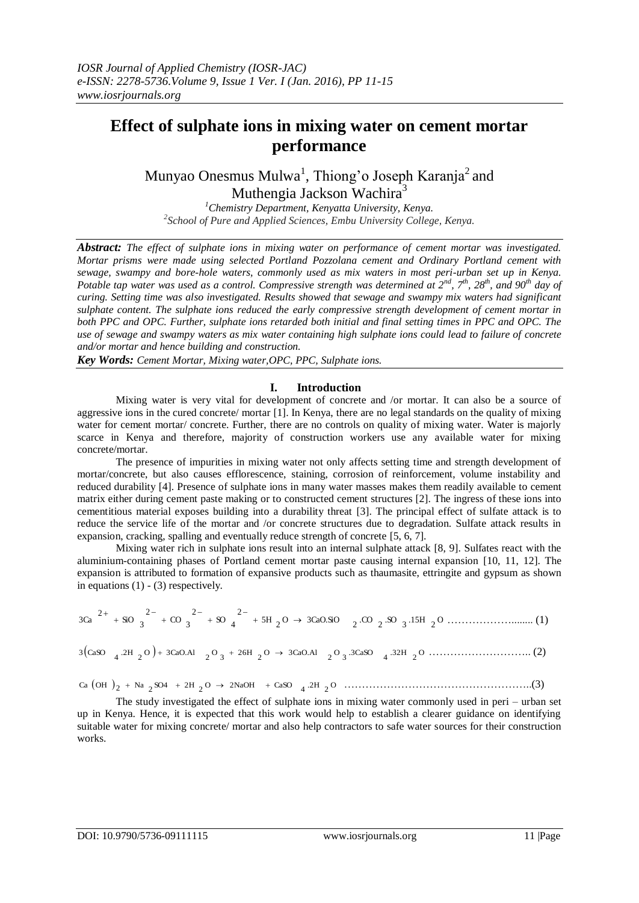*IOSR Journal of Applied Chemistry (IOSR-JAC)*
*e-ISSN: 2278-5736.Volume 9, Issue 1 Ver. I (Jan. 2016), PP 11-15*
*www.iosrjournals.org*

# Effect of sulphate ions in mixing water on cement mortar performance

Munyao Onesmus Mulwa[1], Thiong'o Joseph Karanja[2] and Muthengia Jackson Wachira[3]

[1]*Chemistry Department, Kenyatta University, Kenya.*
[2]*School of Pure and Applied Sciences, Embu University College, Kenya.*

***Abstract:*** *The effect of sulphate ions in mixing water on performance of cement mortar was investigated. Mortar prisms were made using selected Portland Pozzolana cement and Ordinary Portland cement with sewage, swampy and bore-hole waters, commonly used as mix waters in most peri-urban set up in Kenya. Potable tap water was used as a control. Compressive strength was determined at 2nd, 7th, 28th, and 90th day of curing. Setting time was also investigated. Results showed that sewage and swampy mix waters had significant sulphate content. The sulphate ions reduced the early compressive strength development of cement mortar in both PPC and OPC. Further, sulphate ions retarded both initial and final setting times in PPC and OPC. The use of sewage and swampy waters as mix water containing high sulphate ions could lead to failure of concrete and/or mortar and hence building and construction.*

***Key Words:*** *Cement Mortar, Mixing water,OPC, PPC, Sulphate ions.*

## I. Introduction

Mixing water is very vital for development of concrete and /or mortar. It can also be a source of aggressive ions in the cured concrete/ mortar [1]. In Kenya, there are no legal standards on the quality of mixing water for cement mortar/ concrete. Further, there are no controls on quality of mixing water. Water is majorly scarce in Kenya and therefore, majority of construction workers use any available water for mixing concrete/mortar.

The presence of impurities in mixing water not only affects setting time and strength development of mortar/concrete, but also causes efflorescence, staining, corrosion of reinforcement, volume instability and reduced durability [4]. Presence of sulphate ions in many water masses makes them readily available to cement matrix either during cement paste making or to constructed cement structures [2]. The ingress of these ions into cementitious material exposes building into a durability threat [3]. The principal effect of sulfate attack is to reduce the service life of the mortar and /or concrete structures due to degradation. Sulfate attack results in expansion, cracking, spalling and eventually reduce strength of concrete [5, 6, 7].

Mixing water rich in sulphate ions result into an internal sulphate attack [8, 9]. Sulfates react with the aluminium-containing phases of Portland cement mortar paste causing internal expansion [10, 11, 12]. The expansion is attributed to formation of expansive products such as thaumasite, ettringite and gypsum as shown in equations (1) - (3) respectively.

$$3Ca^{2+} + SiO_3^{2-} + CO_3^{2-} + SO_4^{2-} + 5H_2O \rightarrow 3CaO.SiO_2.CO_2.SO_3.15H_2O \quad (1)$$

$$3(CaSO_4.2H_2O) + 3CaO.Al_2O_3 + 26H_2O \rightarrow 3CaO.Al_2O_3.3CaSO_4.32H_2O \quad (2)$$

$$Ca(OH)_2 + Na_2SO4 + 2H_2O \rightarrow 2NaOH + CaSO_4.2H_2O \quad (3)$$

The study investigated the effect of sulphate ions in mixing water commonly used in peri – urban set up in Kenya. Hence, it is expected that this work would help to establish a clearer guidance on identifying suitable water for mixing concrete/ mortar and also help contractors to safe water sources for their construction works.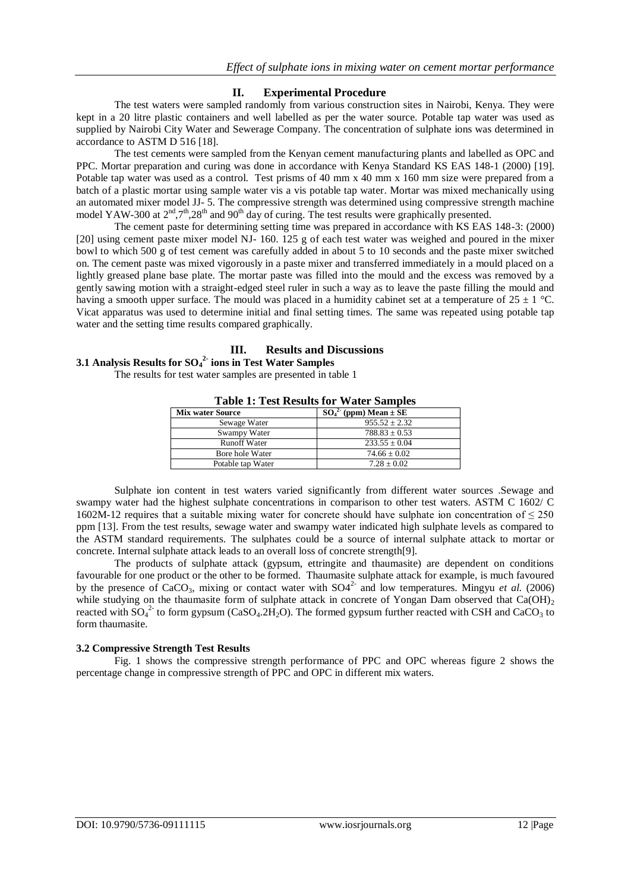## II. Experimental Procedure

The test waters were sampled randomly from various construction sites in Nairobi, Kenya. They were kept in a 20 litre plastic containers and well labelled as per the water source. Potable tap water was used as supplied by Nairobi City Water and Sewerage Company. The concentration of sulphate ions was determined in accordance to ASTM D 516 [18].

The test cements were sampled from the Kenyan cement manufacturing plants and labelled as OPC and PPC. Mortar preparation and curing was done in accordance with Kenya Standard KS EAS 148-1 (2000) [19]. Potable tap water was used as a control. Test prisms of 40 mm x 40 mm x 160 mm size were prepared from a batch of a plastic mortar using sample water vis a vis potable tap water. Mortar was mixed mechanically using an automated mixer model JJ- 5. The compressive strength was determined using compressive strength machine model YAW-300 at 2nd, 7th, 28th and 90th day of curing. The test results were graphically presented.

The cement paste for determining setting time was prepared in accordance with KS EAS 148-3: (2000) [20] using cement paste mixer model NJ- 160. 125 g of each test water was weighed and poured in the mixer bowl to which 500 g of test cement was carefully added in about 5 to 10 seconds and the paste mixer switched on. The cement paste was mixed vigorously in a paste mixer and transferred immediately in a mould placed on a lightly greased plane base plate. The mortar paste was filled into the mould and the excess was removed by a gently sawing motion with a straight-edged steel ruler in such a way as to leave the paste filling the mould and having a smooth upper surface. The mould was placed in a humidity cabinet set at a temperature of 25 ± 1 °C. Vicat apparatus was used to determine initial and final setting times. The same was repeated using potable tap water and the setting time results compared graphically.

## III. Results and Discussions

### 3.1 Analysis Results for $SO_4^{2-}$ ions in Test Water Samples

The results for test water samples are presented in table 1

**Table 1: Test Results for Water Samples**

| Mix water Source | $SO_4^{2-}$ (ppm) Mean ± SE |
|---|---|
| Sewage Water | 955.52 ± 2.32 |
| Swampy Water | 788.83 ± 0.53 |
| Runoff Water | 233.55 ± 0.04 |
| Bore hole Water | 74.66 ± 0.02 |
| Potable tap Water | 7.28 ± 0.02 |

Sulphate ion content in test waters varied significantly from different water sources .Sewage and swampy water had the highest sulphate concentrations in comparison to other test waters. ASTM C 1602/ C 1602M-12 requires that a suitable mixing water for concrete should have sulphate ion concentration of ≤ 250 ppm [13]. From the test results, sewage water and swampy water indicated high sulphate levels as compared to the ASTM standard requirements. The sulphates could be a source of internal sulphate attack to mortar or concrete. Internal sulphate attack leads to an overall loss of concrete strength[9].

The products of sulphate attack (gypsum, ettringite and thaumasite) are dependent on conditions favourable for one product or the other to be formed. Thaumasite sulphate attack for example, is much favoured by the presence of $CaCO_3$, mixing or contact water with $SO4^{2-}$ and low temperatures. Mingyu *et al.* (2006) while studying on the thaumasite form of sulphate attack in concrete of Yongan Dam observed that $Ca(OH)_2$ reacted with $SO_4^{2-}$ to form gypsum ($CaSO_4.2H_2O$). The formed gypsum further reacted with CSH and $CaCO_3$ to form thaumasite.

### 3.2 Compressive Strength Test Results

Fig. 1 shows the compressive strength performance of PPC and OPC whereas figure 2 shows the percentage change in compressive strength of PPC and OPC in different mix waters.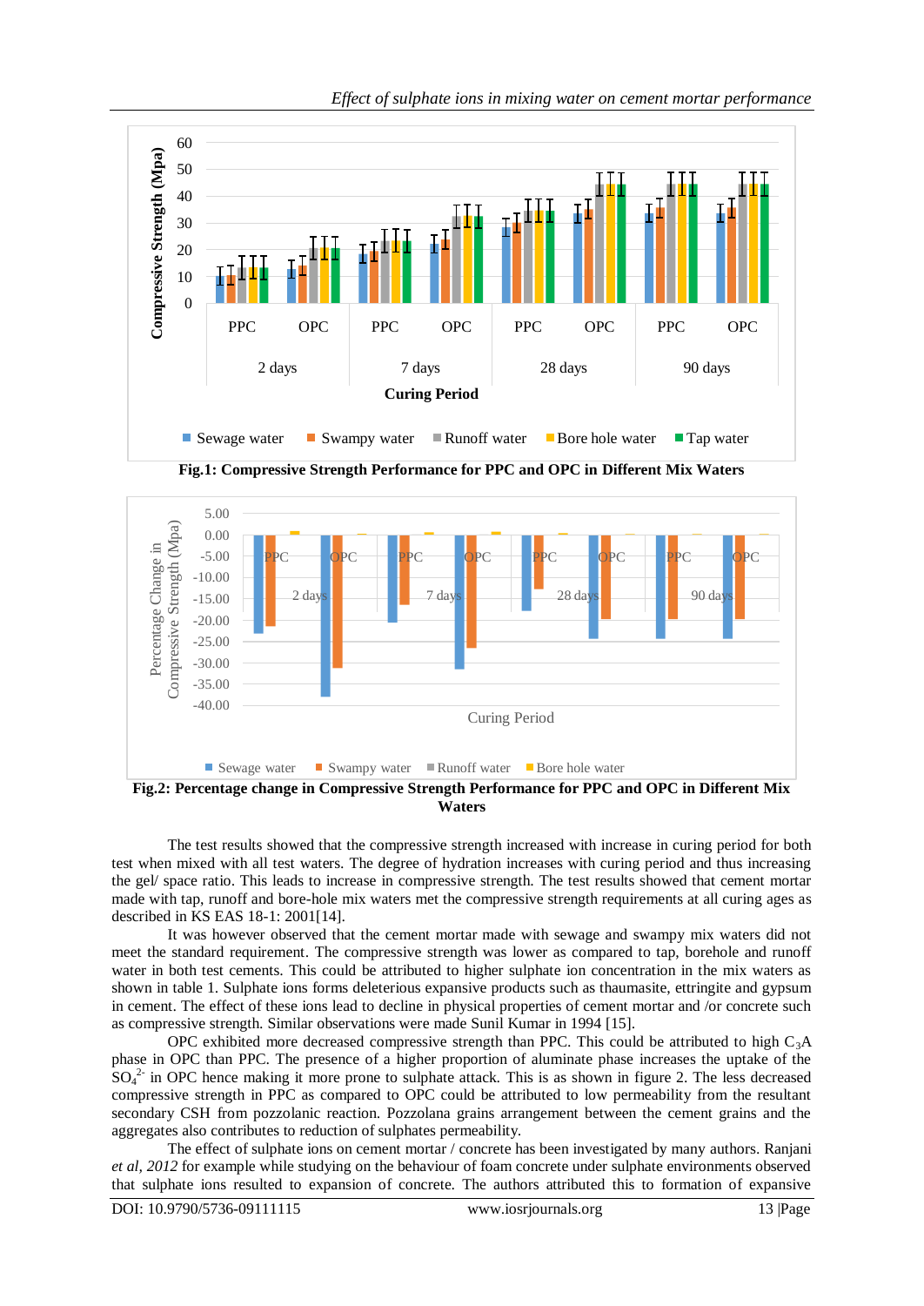Fig.1: Compressive Strength Performance for PPC and OPC in Different Mix Waters

Fig.2: Percentage change in Compressive Strength Performance for PPC and OPC in Different Mix Waters

The test results showed that the compressive strength increased with increase in curing period for both test when mixed with all test waters. The degree of hydration increases with curing period and thus increasing the gel/ space ratio. This leads to increase in compressive strength. The test results showed that cement mortar made with tap, runoff and bore-hole mix waters met the compressive strength requirements at all curing ages as described in KS EAS 18-1: 2001[14].

It was however observed that the cement mortar made with sewage and swampy mix waters did not meet the standard requirement. The compressive strength was lower as compared to tap, borehole and runoff water in both test cements. This could be attributed to higher sulphate ion concentration in the mix waters as shown in table 1. Sulphate ions forms deleterious expansive products such as thaumasite, ettringite and gypsum in cement. The effect of these ions lead to decline in physical properties of cement mortar and /or concrete such as compressive strength. Similar observations were made Sunil Kumar in 1994 [15].

OPC exhibited more decreased compressive strength than PPC. This could be attributed to high $C_3A$ phase in OPC than PPC. The presence of a higher proportion of aluminate phase increases the uptake of the $SO_4^{2-}$ in OPC hence making it more prone to sulphate attack. This is as shown in figure 2. The less decreased compressive strength in PPC as compared to OPC could be attributed to low permeability from the resultant secondary CSH from pozzolanic reaction. Pozzolana grains arrangement between the cement grains and the aggregates also contributes to reduction of sulphates permeability.

The effect of sulphate ions on cement mortar / concrete has been investigated by many authors. Ranjani *et al, 2012* for example while studying on the behaviour of foam concrete under sulphate environments observed that sulphate ions resulted to expansion of concrete. The authors attributed this to formation of expansive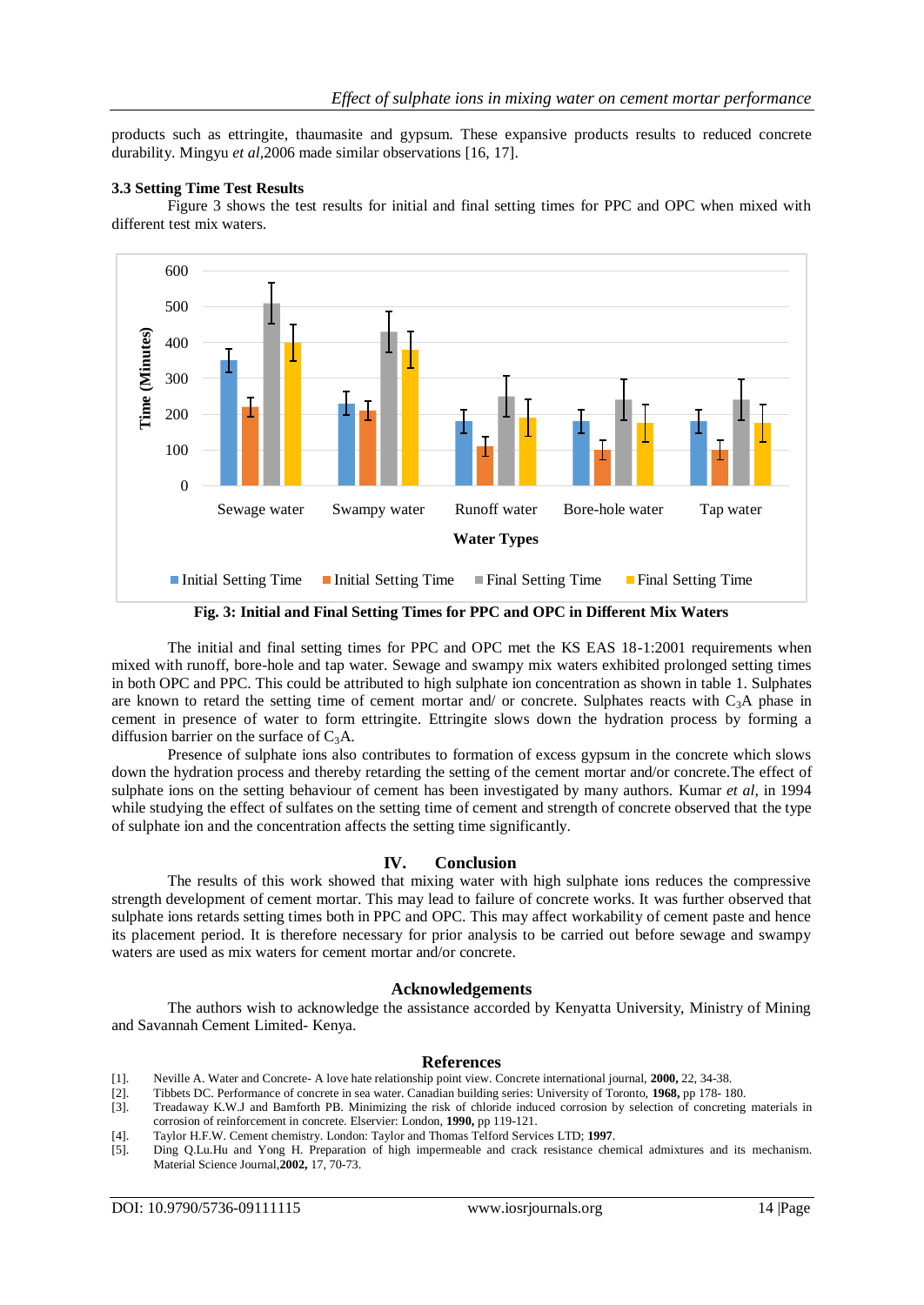products such as ettringite, thaumasite and gypsum. These expansive products results to reduced concrete durability. Mingyu *et al,*2006 made similar observations [16, 17].

### 3.3 Setting Time Test Results

Figure 3 shows the test results for initial and final setting times for PPC and OPC when mixed with different test mix waters.

**Fig. 3: Initial and Final Setting Times for PPC and OPC in Different Mix Waters**

The initial and final setting times for PPC and OPC met the KS EAS 18-1:2001 requirements when mixed with runoff, bore-hole and tap water. Sewage and swampy mix waters exhibited prolonged setting times in both OPC and PPC. This could be attributed to high sulphate ion concentration as shown in table 1. Sulphates are known to retard the setting time of cement mortar and/ or concrete. Sulphates reacts with $C_3A$ phase in cement in presence of water to form ettringite. Ettringite slows down the hydration process by forming a diffusion barrier on the surface of $C_3A$.

Presence of sulphate ions also contributes to formation of excess gypsum in the concrete which slows down the hydration process and thereby retarding the setting of the cement mortar and/or concrete.The effect of sulphate ions on the setting behaviour of cement has been investigated by many authors. Kumar *et al,* in 1994 while studying the effect of sulfates on the setting time of cement and strength of concrete observed that the type of sulphate ion and the concentration affects the setting time significantly.

## IV. Conclusion

The results of this work showed that mixing water with high sulphate ions reduces the compressive strength development of cement mortar. This may lead to failure of concrete works. It was further observed that sulphate ions retards setting times both in PPC and OPC. This may affect workability of cement paste and hence its placement period. It is therefore necessary for prior analysis to be carried out before sewage and swampy waters are used as mix waters for cement mortar and/or concrete.

## Acknowledgements

The authors wish to acknowledge the assistance accorded by Kenyatta University, Ministry of Mining and Savannah Cement Limited- Kenya.

## References

[1]. Neville A. Water and Concrete- A love hate relationship point view. Concrete international journal, **2000,** 22, 34-38.

[2]. Tibbets DC. Performance of concrete in sea water. Canadian building series: University of Toronto, **1968,** pp 178- 180.

[3]. Treadaway K.W.J and Bamforth PB. Minimizing the risk of chloride induced corrosion by selection of concreting materials in corrosion of reinforcement in concrete. Elservier: London, **1990,** pp 119-121.

[4]. Taylor H.F.W. Cement chemistry. London: Taylor and Thomas Telford Services LTD; **1997**.

[5]. Ding Q.Lu.Hu and Yong H. Preparation of high impermeable and crack resistance chemical admixtures and its mechanism. Material Science Journal,**2002,** 17, 70-73.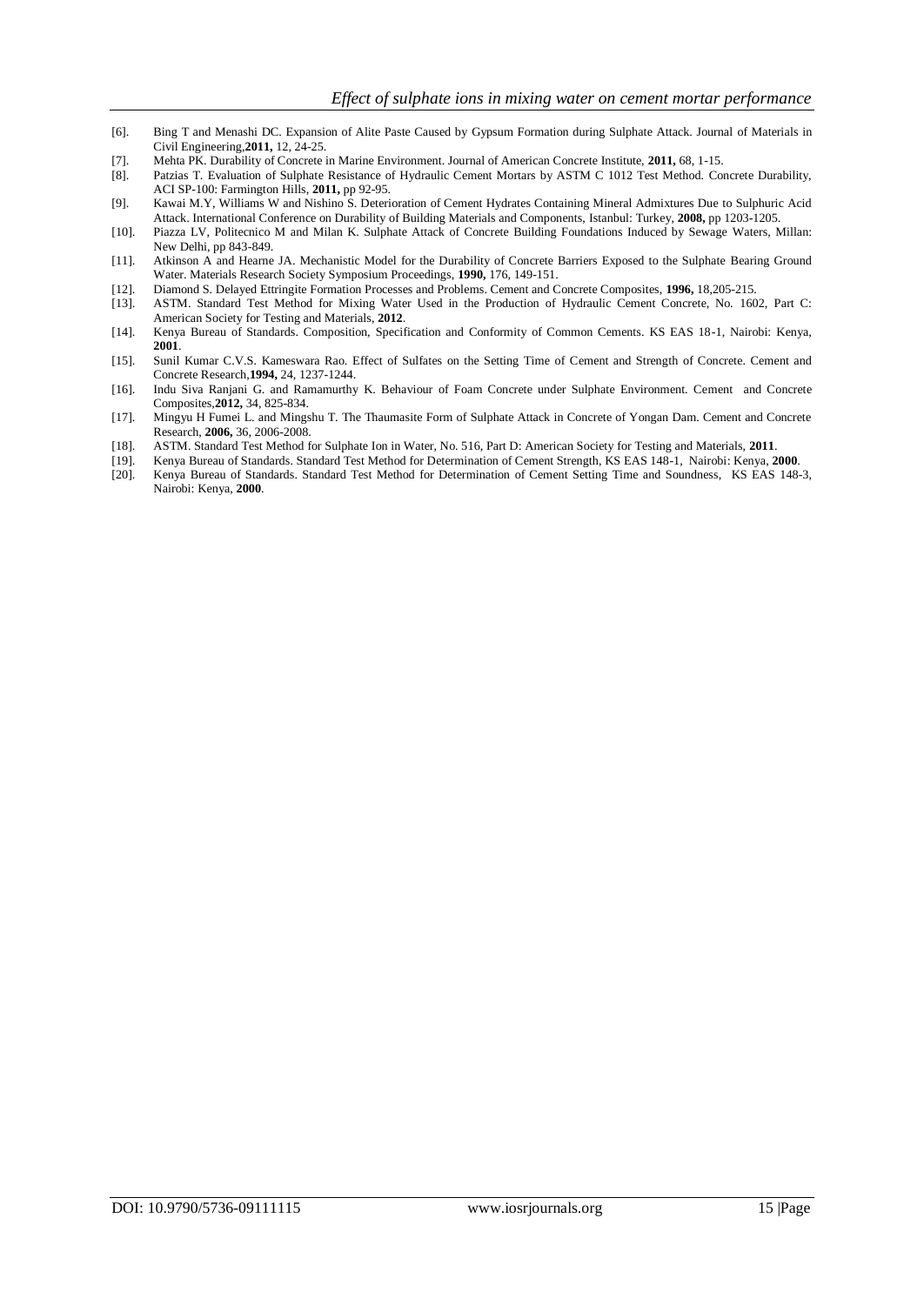[6]. Bing T and Menashi DC. Expansion of Alite Paste Caused by Gypsum Formation during Sulphate Attack. Journal of Materials in Civil Engineering,**2011,** 12, 24-25.

[7]. Mehta PK. Durability of Concrete in Marine Environment. Journal of American Concrete Institute, **2011,** 68, 1-15.

[8]. Patzias T. Evaluation of Sulphate Resistance of Hydraulic Cement Mortars by ASTM C 1012 Test Method. Concrete Durability, ACI SP-100: Farmington Hills, **2011,** pp 92-95.

[9]. Kawai M.Y, Williams W and Nishino S. Deterioration of Cement Hydrates Containing Mineral Admixtures Due to Sulphuric Acid Attack. International Conference on Durability of Building Materials and Components, Istanbul: Turkey, **2008,** pp 1203-1205.

[10]. Piazza LV, Politecnico M and Milan K. Sulphate Attack of Concrete Building Foundations Induced by Sewage Waters, Millan: New Delhi, pp 843-849.

[11]. Atkinson A and Hearne JA. Mechanistic Model for the Durability of Concrete Barriers Exposed to the Sulphate Bearing Ground Water. Materials Research Society Symposium Proceedings, **1990,** 176, 149-151.

[12]. Diamond S. Delayed Ettringite Formation Processes and Problems. Cement and Concrete Composites, **1996,** 18,205-215.

[13]. ASTM. Standard Test Method for Mixing Water Used in the Production of Hydraulic Cement Concrete, No. 1602, Part C: American Society for Testing and Materials, **2012**.

[14]. Kenya Bureau of Standards. Composition, Specification and Conformity of Common Cements. KS EAS 18-1, Nairobi: Kenya, **2001**.

[15]. Sunil Kumar C.V.S. Kameswara Rao. Effect of Sulfates on the Setting Time of Cement and Strength of Concrete. Cement and Concrete Research,**1994,** 24, 1237-1244.

[16]. Indu Siva Ranjani G. and Ramamurthy K. Behaviour of Foam Concrete under Sulphate Environment. Cement and Concrete Composites,**2012,** 34, 825-834.

[17]. Mingyu H Fumei L. and Mingshu T. The Thaumasite Form of Sulphate Attack in Concrete of Yongan Dam. Cement and Concrete Research, **2006,** 36, 2006-2008.

[18]. ASTM. Standard Test Method for Sulphate Ion in Water, No. 516, Part D: American Society for Testing and Materials, **2011**.

[19]. Kenya Bureau of Standards. Standard Test Method for Determination of Cement Strength, KS EAS 148-1, Nairobi: Kenya, **2000**.

[20]. Kenya Bureau of Standards. Standard Test Method for Determination of Cement Setting Time and Soundness, KS EAS 148-3, Nairobi: Kenya, **2000**.